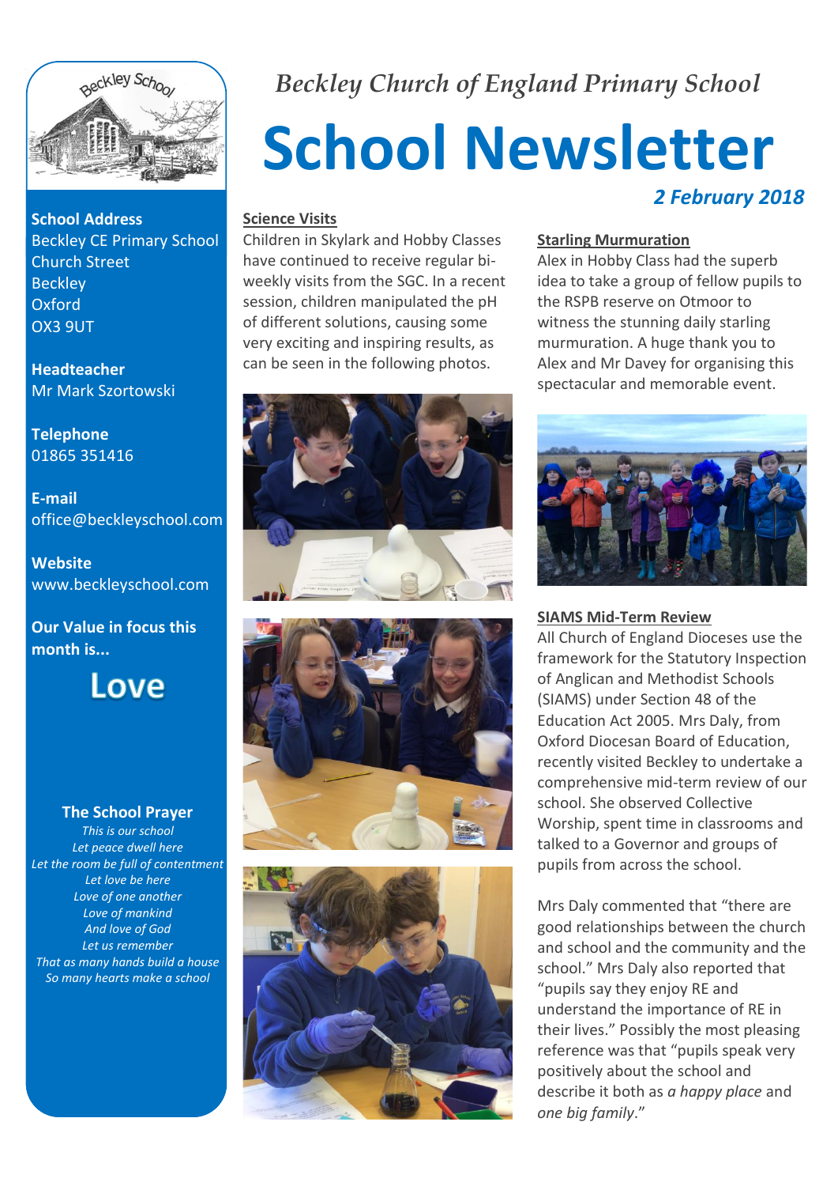*Beckley Church of England Primary School*

# School Newsletter

***2 February 2018***

**School Address**
Beckley CE Primary School
Church Street
Beckley
Oxford
OX3 9UT

**Headteacher**
Mr Mark Szortowski

**Telephone**
01865 351416

**E-mail**
office@beckleyschool.com

**Website**
www.beckleyschool.com

**Our Value in focus this month is...**

**Love**

**The School Prayer**

*This is our school*
*Let peace dwell here*
*Let the room be full of contentment*
*Let love be here*
*Love of one another*
*Love of mankind*
*And love of God*
*Let us remember*
*That as many hands build a house*
*So many hearts make a school*

## Science Visits

Children in Skylark and Hobby Classes have continued to receive regular bi-weekly visits from the SGC. In a recent session, children manipulated the pH of different solutions, causing some very exciting and inspiring results, as can be seen in the following photos.

## Starling Murmuration

Alex in Hobby Class had the superb idea to take a group of fellow pupils to the RSPB reserve on Otmoor to witness the stunning daily starling murmuration. A huge thank you to Alex and Mr Davey for organising this spectacular and memorable event.

## SIAMS Mid-Term Review

All Church of England Dioceses use the framework for the Statutory Inspection of Anglican and Methodist Schools (SIAMS) under Section 48 of the Education Act 2005. Mrs Daly, from Oxford Diocesan Board of Education, recently visited Beckley to undertake a comprehensive mid-term review of our school. She observed Collective Worship, spent time in classrooms and talked to a Governor and groups of pupils from across the school.

Mrs Daly commented that "there are good relationships between the church and school and the community and the school." Mrs Daly also reported that "pupils say they enjoy RE and understand the importance of RE in their lives." Possibly the most pleasing reference was that "pupils speak very positively about the school and describe it both as *a happy place* and *one big family*."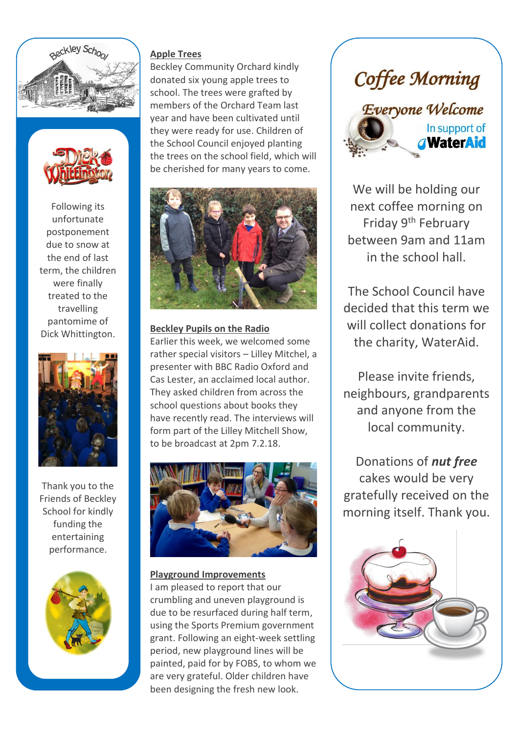Following its unfortunate postponement due to snow at the end of last term, the children were finally treated to the travelling pantomime of Dick Whittington.

Thank you to the Friends of Beckley School for kindly funding the entertaining performance.

**Apple Trees**

Beckley Community Orchard kindly donated six young apple trees to school. The trees were grafted by members of the Orchard Team last year and have been cultivated until they were ready for use. Children of the School Council enjoyed planting the trees on the school field, which will be cherished for many years to come.

**Beckley Pupils on the Radio**

Earlier this week, we welcomed some rather special visitors – Lilley Mitchel, a presenter with BBC Radio Oxford and Cas Lester, an acclaimed local author. They asked children from across the school questions about books they have recently read. The interviews will form part of the Lilley Mitchell Show, to be broadcast at 2pm 7.2.18.

**Playground Improvements**

I am pleased to report that our crumbling and uneven playground is due to be resurfaced during half term, using the Sports Premium government grant. Following an eight-week settling period, new playground lines will be painted, paid for by FOBS, to whom we are very grateful. Older children have been designing the fresh new look.

## Coffee Morning

### Everyone Welcome

In support of WaterAid

We will be holding our next coffee morning on Friday 9th February between 9am and 11am in the school hall.

The School Council have decided that this term we will collect donations for the charity, WaterAid.

Please invite friends, neighbours, grandparents and anyone from the local community.

Donations of ***nut free*** cakes would be very gratefully received on the morning itself. Thank you.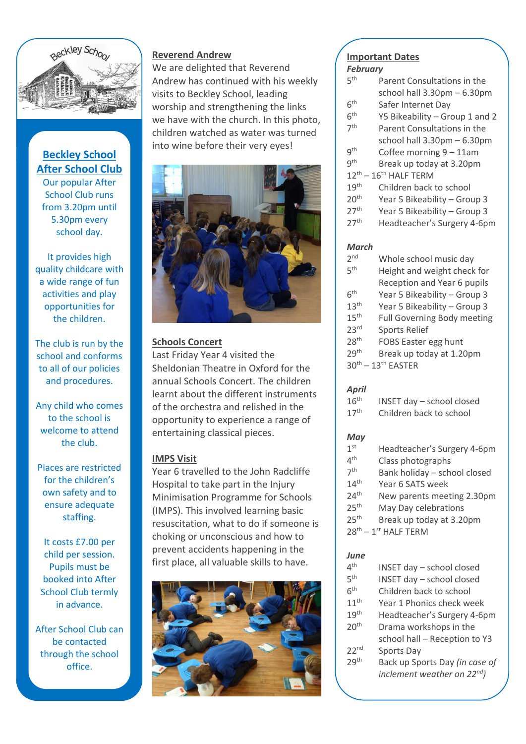## Beckley School After School Club

Our popular After School Club runs from 3.20pm until 5.30pm every school day.

It provides high quality childcare with a wide range of fun activities and play opportunities for the children.

The club is run by the school and conforms to all of our policies and procedures.

Any child who comes to the school is welcome to attend the club.

Places are restricted for the children's own safety and to ensure adequate staffing.

It costs £7.00 per child per session. Pupils must be booked into After School Club termly in advance.

After School Club can be contacted through the school office.

## Reverend Andrew

We are delighted that Reverend Andrew has continued with his weekly visits to Beckley School, leading worship and strengthening the links we have with the church. In this photo, children watched as water was turned into wine before their very eyes!

## Schools Concert

Last Friday Year 4 visited the Sheldonian Theatre in Oxford for the annual Schools Concert. The children learnt about the different instruments of the orchestra and relished in the opportunity to experience a range of entertaining classical pieces.

## IMPS Visit

Year 6 travelled to the John Radcliffe Hospital to take part in the Injury Minimisation Programme for Schools (IMPS). This involved learning basic resuscitation, what to do if someone is choking or unconscious and how to prevent accidents happening in the first place, all valuable skills to have.

## Important Dates

***February***

| | |
|---|---|
| 5th | Parent Consultations in the school hall 3.30pm – 6.30pm |
| 6th | Safer Internet Day |
| 6th | Y5 Bikeability – Group 1 and 2 |
| 7th | Parent Consultations in the school hall 3.30pm – 6.30pm |
| 9th | Coffee morning 9 – 11am |
| 9th | Break up today at 3.20pm |
| 12th – 16th HALF TERM | |
| 19th | Children back to school |
| 20th | Year 5 Bikeability – Group 3 |
| 27th | Year 5 Bikeability – Group 3 |
| 27th | Headteacher's Surgery 4-6pm |

***March***

| | |
|---|---|
| 2nd | Whole school music day |
| 5th | Height and weight check for Reception and Year 6 pupils |
| 6th | Year 5 Bikeability – Group 3 |
| 13th | Year 5 Bikeability – Group 3 |
| 15th | Full Governing Body meeting |
| 23rd | Sports Relief |
| 28th | FOBS Easter egg hunt |
| 29th | Break up today at 1.20pm |
| 30th – 13th EASTER | |

***April***

| | |
|---|---|
| 16th | INSET day – school closed |
| 17th | Children back to school |

***May***

| | |
|---|---|
| 1st | Headteacher's Surgery 4-6pm |
| 4th | Class photographs |
| 7th | Bank holiday – school closed |
| 14th | Year 6 SATS week |
| 24th | New parents meeting 2.30pm |
| 25th | May Day celebrations |
| 25th | Break up today at 3.20pm |
| 28th – 1st HALF TERM | |

***June***

| | |
|---|---|
| 4th | INSET day – school closed |
| 5th | INSET day – school closed |
| 6th | Children back to school |
| 11th | Year 1 Phonics check week |
| 19th | Headteacher's Surgery 4-6pm |
| 20th | Drama workshops in the school hall – Reception to Y3 |
| 22nd | Sports Day |
| 29th | Back up Sports Day *(in case of inclement weather on 22nd)* |